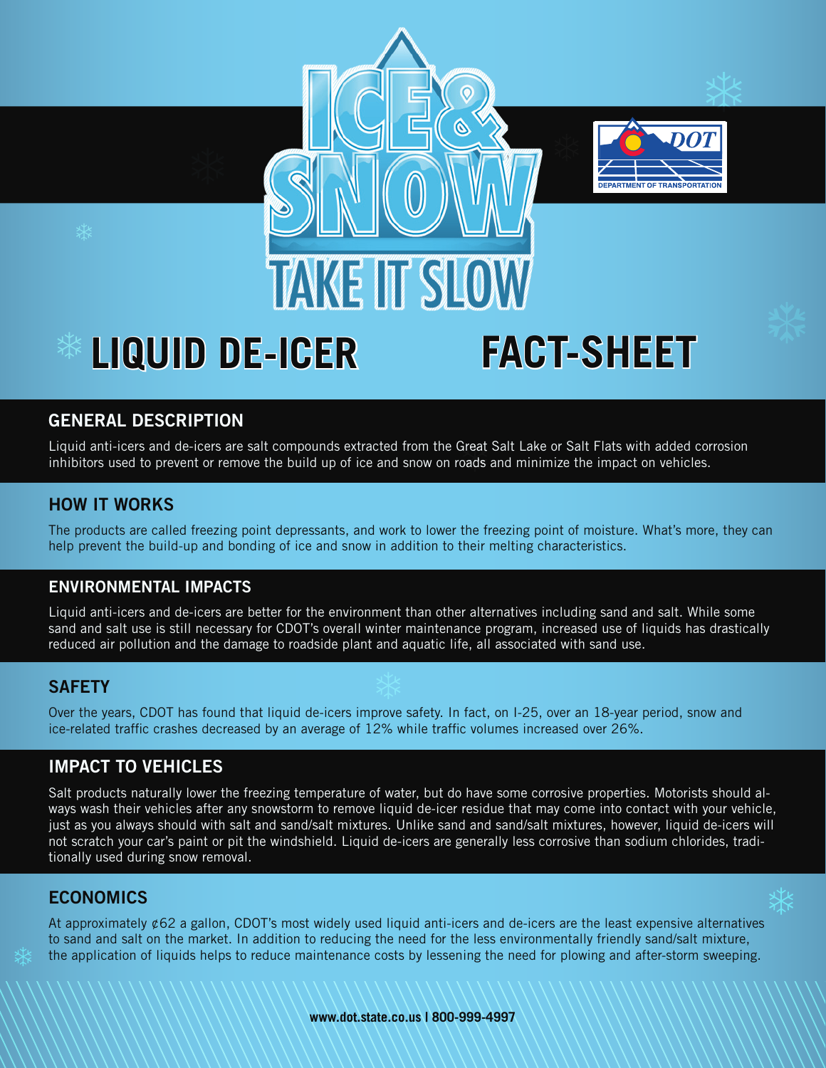# ICE & SNOW TAKE IT SLOW

DOT — DEPARTMENT OF TRANSPORTATION

# LIQUID DE-ICER FACT-SHEET

## GENERAL DESCRIPTION

Liquid anti-icers and de-icers are salt compounds extracted from the Great Salt Lake or Salt Flats with added corrosion inhibitors used to prevent or remove the build up of ice and snow on roads and minimize the impact on vehicles.

## HOW IT WORKS

The products are called freezing point depressants, and work to lower the freezing point of moisture. What's more, they can help prevent the build-up and bonding of ice and snow in addition to their melting characteristics.

## ENVIRONMENTAL IMPACTS

Liquid anti-icers and de-icers are better for the environment than other alternatives including sand and salt. While some sand and salt use is still necessary for CDOT's overall winter maintenance program, increased use of liquids has drastically reduced air pollution and the damage to roadside plant and aquatic life, all associated with sand use.

## SAFETY

Over the years, CDOT has found that liquid de-icers improve safety. In fact, on I-25, over an 18-year period, snow and ice-related traffic crashes decreased by an average of 12% while traffic volumes increased over 26%.

## IMPACT TO VEHICLES

Salt products naturally lower the freezing temperature of water, but do have some corrosive properties. Motorists should always wash their vehicles after any snowstorm to remove liquid de-icer residue that may come into contact with your vehicle, just as you always should with salt and sand/salt mixtures. Unlike sand and sand/salt mixtures, however, liquid de-icers will not scratch your car's paint or pit the windshield. Liquid de-icers are generally less corrosive than sodium chlorides, traditionally used during snow removal.

## ECONOMICS

At approximately ¢62 a gallon, CDOT's most widely used liquid anti-icers and de-icers are the least expensive alternatives to sand and salt on the market. In addition to reducing the need for the less environmentally friendly sand/salt mixture, the application of liquids helps to reduce maintenance costs by lessening the need for plowing and after-storm sweeping.

**www.dot.state.co.us | 800-999-4997**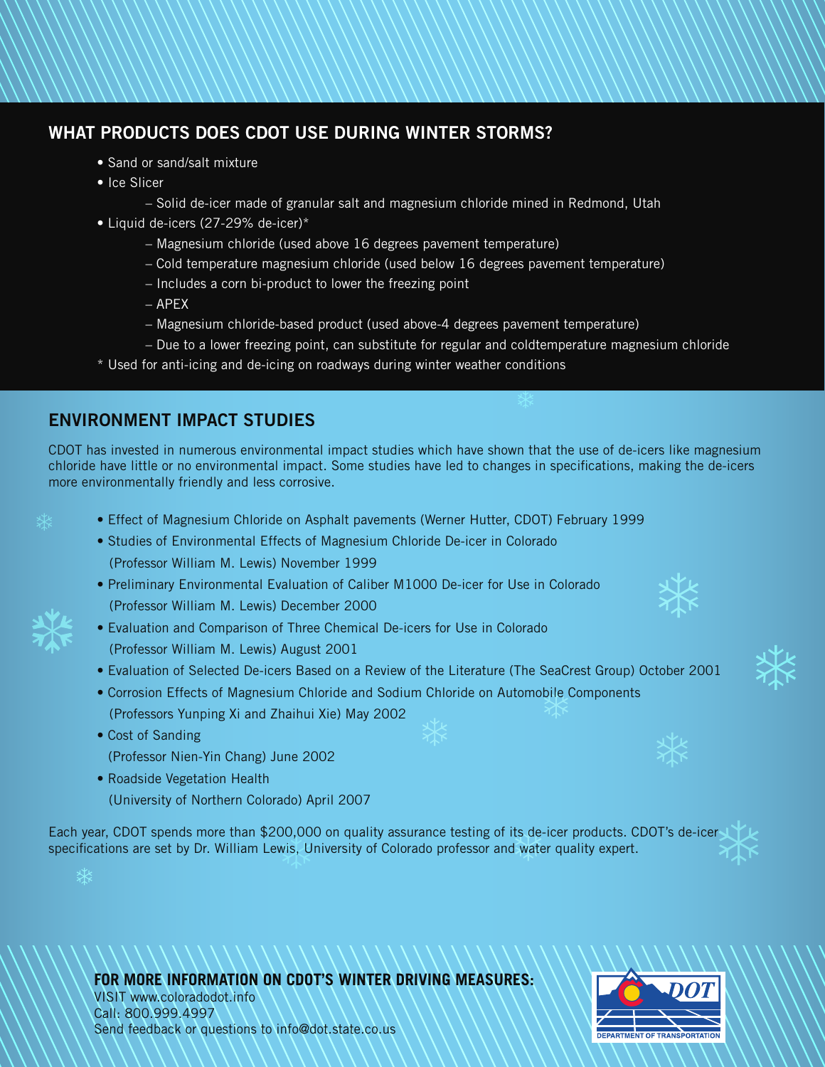## WHAT PRODUCTS DOES CDOT USE DURING WINTER STORMS?

- Sand or sand/salt mixture
- Ice Slicer
  - Solid de-icer made of granular salt and magnesium chloride mined in Redmond, Utah
- Liquid de-icers (27-29% de-icer)*
  - Magnesium chloride (used above 16 degrees pavement temperature)
  - Cold temperature magnesium chloride (used below 16 degrees pavement temperature)
  - Includes a corn bi-product to lower the freezing point
  - APEX
  - Magnesium chloride-based product (used above-4 degrees pavement temperature)
  - Due to a lower freezing point, can substitute for regular and coldtemperature magnesium chloride

* Used for anti-icing and de-icing on roadways during winter weather conditions

## ENVIRONMENT IMPACT STUDIES

CDOT has invested in numerous environmental impact studies which have shown that the use of de-icers like magnesium chloride have little or no environmental impact. Some studies have led to changes in specifications, making the de-icers more environmentally friendly and less corrosive.

- Effect of Magnesium Chloride on Asphalt pavements (Werner Hutter, CDOT) February 1999
- Studies of Environmental Effects of Magnesium Chloride De-icer in Colorado (Professor William M. Lewis) November 1999
- Preliminary Environmental Evaluation of Caliber M1000 De-icer for Use in Colorado (Professor William M. Lewis) December 2000
- Evaluation and Comparison of Three Chemical De-icers for Use in Colorado (Professor William M. Lewis) August 2001
- Evaluation of Selected De-icers Based on a Review of the Literature (The SeaCrest Group) October 2001
- Corrosion Effects of Magnesium Chloride and Sodium Chloride on Automobile Components (Professors Yunping Xi and Zhaihui Xie) May 2002
- Cost of Sanding (Professor Nien-Yin Chang) June 2002
- Roadside Vegetation Health (University of Northern Colorado) April 2007

Each year, CDOT spends more than $200,000 on quality assurance testing of its de-icer products. CDOT's de-icer specifications are set by Dr. William Lewis, University of Colorado professor and water quality expert.

**FOR MORE INFORMATION ON CDOT'S WINTER DRIVING MEASURES:**

VISIT www.coloradodot.info

Call: 800.999.4997

Send feedback or questions to info@dot.state.co.us

DOT

DEPARTMENT OF TRANSPORTATION